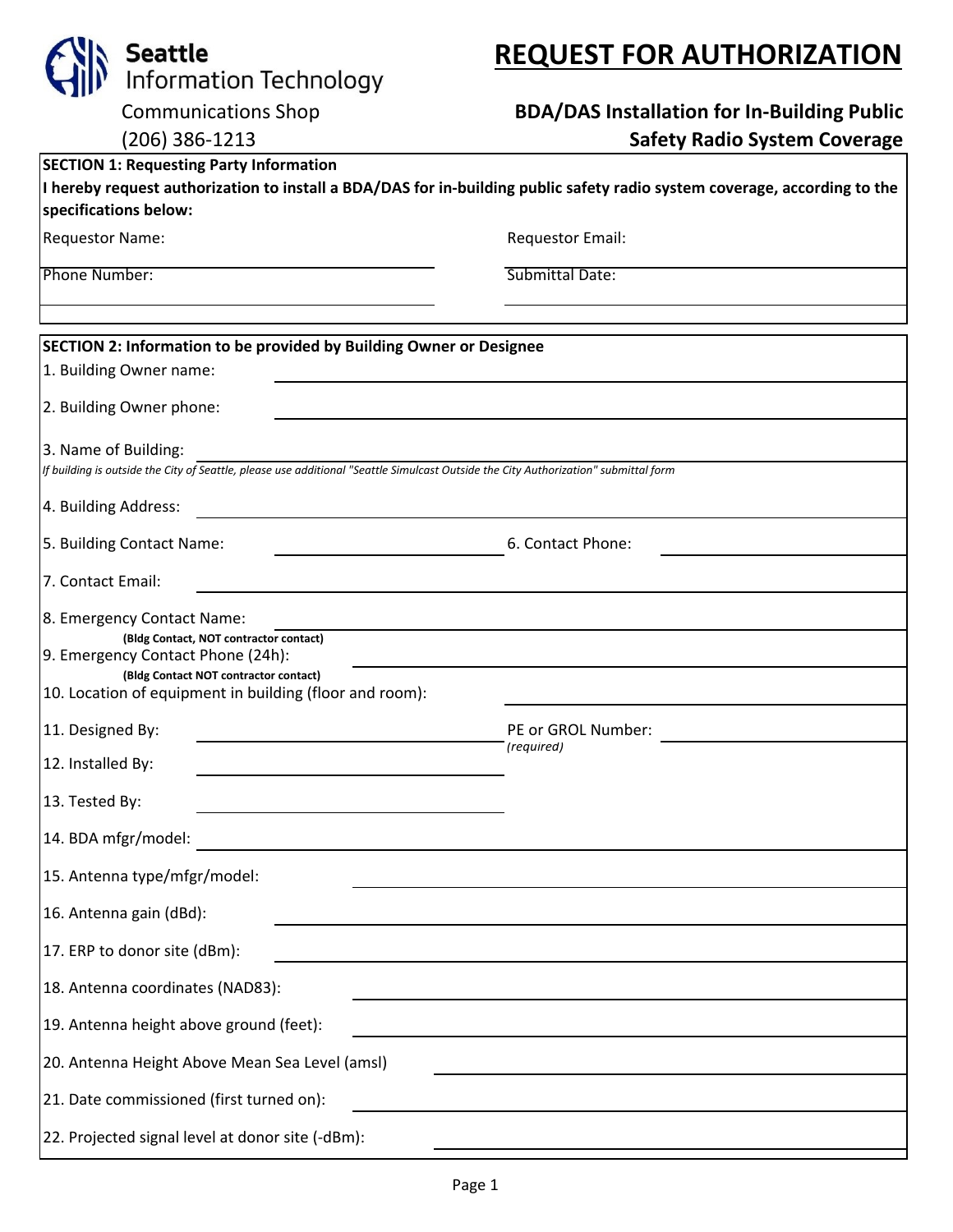**Seattle Information Technology**

Communications Shop

(206) 386-1213

# REQUEST FOR AUTHORIZATION

## BDA/DAS Installation for In-Building Public Safety Radio System Coverage

**SECTION 1: Requesting Party Information**

**I hereby request authorization to install a BDA/DAS for in-building public safety radio system coverage, according to the specifications below:**

Requestor Name: ______________________ Requestor Email: ______________________

Phone Number: ______________________ Submittal Date: ______________________

**SECTION 2: Information to be provided by Building Owner or Designee**

1. Building Owner name: ______________________

2. Building Owner phone: ______________________

3. Name of Building: ______________________

*If building is outside the City of Seattle, please use additional "Seattle Simulcast Outside the City Authorization" submittal form*

4. Building Address: ______________________

5. Building Contact Name: ______________________ 6. Contact Phone: ______________________

7. Contact Email: ______________________

8. Emergency Contact Name: ______________________
   **(Bldg Contact, NOT contractor contact)**

9. Emergency Contact Phone (24h): ______________________
   **(Bldg Contact NOT contractor contact)**

10. Location of equipment in building (floor and room): ______________________

11. Designed By: ______________________ PE or GROL Number: ______________________ *(required)*

12. Installed By: ______________________

13. Tested By: ______________________

14. BDA mfgr/model: ______________________

15. Antenna type/mfgr/model: ______________________

16. Antenna gain (dBd): ______________________

17. ERP to donor site (dBm): ______________________

18. Antenna coordinates (NAD83): ______________________

19. Antenna height above ground (feet): ______________________

20. Antenna Height Above Mean Sea Level (amsl) ______________________

21. Date commissioned (first turned on): ______________________

22. Projected signal level at donor site (-dBm): ______________________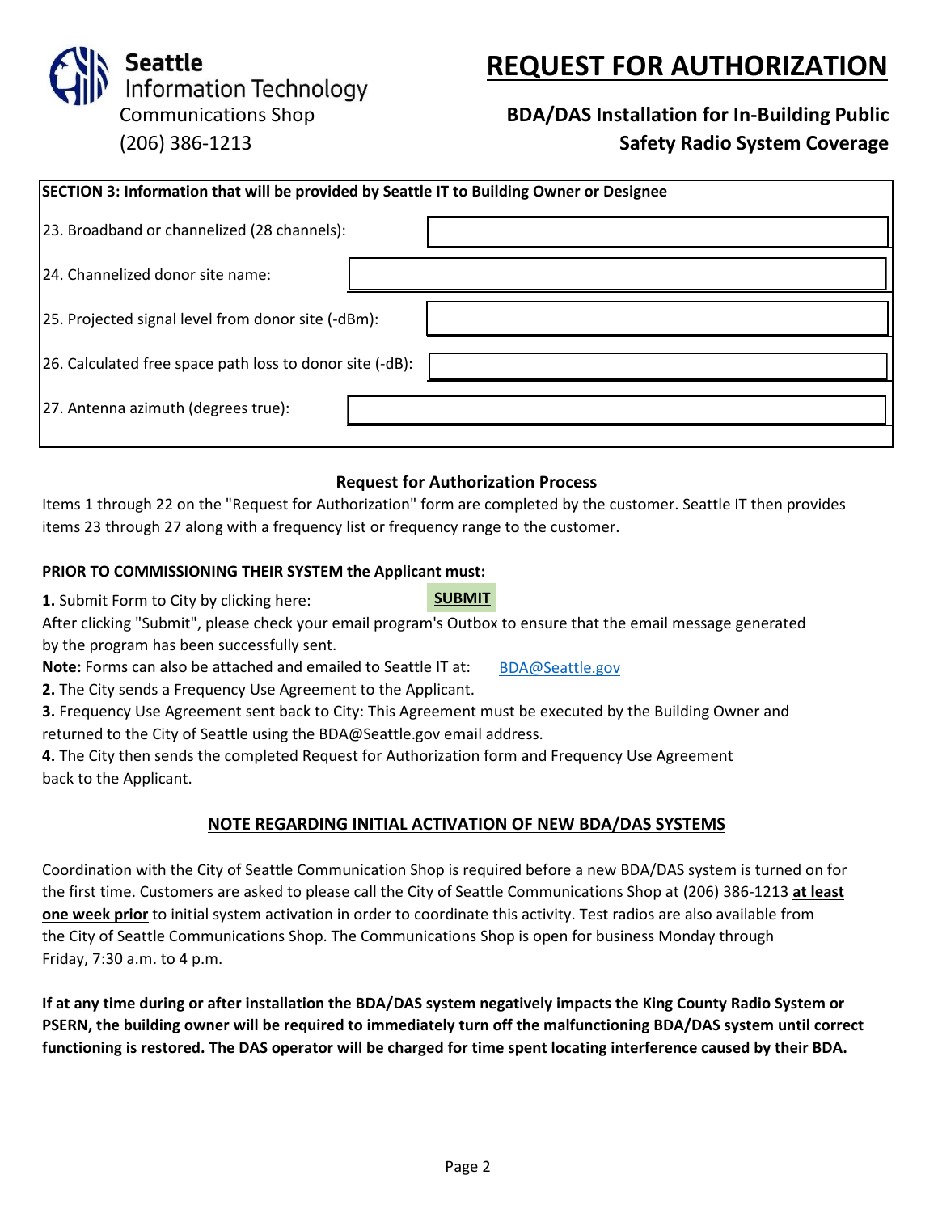Seattle Information Technology
Communications Shop
(206) 386-1213

# REQUEST FOR AUTHORIZATION

## BDA/DAS Installation for In-Building Public Safety Radio System Coverage

| SECTION 3: Information that will be provided by Seattle IT to Building Owner or Designee | |
|---|---|
| 23. Broadband or channelized (28 channels): | |
| 24. Channelized donor site name: | |
| 25. Projected signal level from donor site (-dBm): | |
| 26. Calculated free space path loss to donor site (-dB): | |
| 27. Antenna azimuth (degrees true): | |

### Request for Authorization Process

Items 1 through 22 on the "Request for Authorization" form are completed by the customer. Seattle IT then provides items 23 through 27 along with a frequency list or frequency range to the customer.

**PRIOR TO COMMISSIONING THEIR SYSTEM the Applicant must:**

**1.** Submit Form to City by clicking here: **SUBMIT**

After clicking "Submit", please check your email program's Outbox to ensure that the email message generated by the program has been successfully sent.

**Note:** Forms can also be attached and emailed to Seattle IT at: BDA@Seattle.gov

**2.** The City sends a Frequency Use Agreement to the Applicant.

**3.** Frequency Use Agreement sent back to City: This Agreement must be executed by the Building Owner and returned to the City of Seattle using the BDA@Seattle.gov email address.

**4.** The City then sends the completed Request for Authorization form and Frequency Use Agreement back to the Applicant.

### NOTE REGARDING INITIAL ACTIVATION OF NEW BDA/DAS SYSTEMS

Coordination with the City of Seattle Communication Shop is required before a new BDA/DAS system is turned on for the first time. Customers are asked to please call the City of Seattle Communications Shop at (206) 386-1213 **at least one week prior** to initial system activation in order to coordinate this activity. Test radios are also available from the City of Seattle Communications Shop. The Communications Shop is open for business Monday through Friday, 7:30 a.m. to 4 p.m.

**If at any time during or after installation the BDA/DAS system negatively impacts the King County Radio System or PSERN, the building owner will be required to immediately turn off the malfunctioning BDA/DAS system until correct functioning is restored. The DAS operator will be charged for time spent locating interference caused by their BDA.**